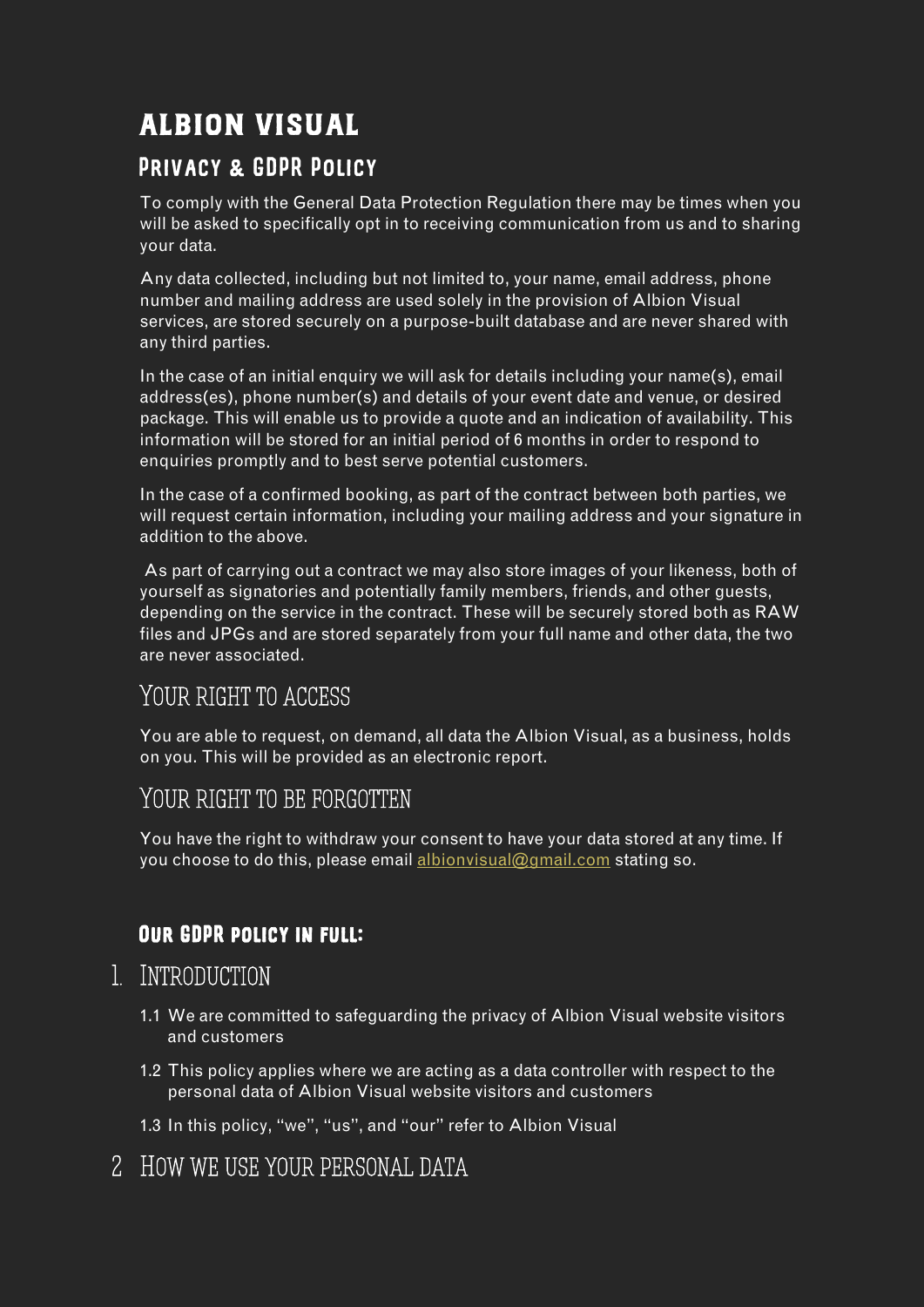# ALBION VISUAL

## Privacy & GDPR Policy

To comply with the General Data Protection Regulation there may be times when you will be asked to specifically opt in to receiving communication from us and to sharing your data.

Any data collected, including but not limited to, your name, email address, phone number and mailing address are used solely in the provision of Albion Visual services, are stored securely on a purpose-built database and are never shared with any third parties.

In the case of an initial enquiry we will ask for details including your name(s), email address(es), phone number(s) and details of your event date and venue, or desired package. This will enable us to provide a quote and an indication of availability. This information will be stored for an initial period of 6 months in order to respond to enquiries promptly and to best serve potential customers.

In the case of a confirmed booking, as part of the contract between both parties, we will request certain information, including your mailing address and your signature in addition to the above.

As part of carrying out a contract we may also store images of your likeness, both of yourself as signatories and potentially family members, friends, and other guests, depending on the service in the contract. These will be securely stored both as RAW files and JPGs and are stored separately from your full name and other data, the two are never associated.

### Your right to access

You are able to request, on demand, all data the Albion Visual, as a business, holds on you. This will be provided as an electronic report.

### Your right to be forgotten

You have the right to withdraw your consent to have your data stored at any time. If you choose to do this, please email albionvisual@gmail.com stating so.

### Our GDPR policy in full:

## 1. Introduction

1.1 We are committed to safeguarding the privacy of Albion Visual website visitors and customers

1.2 This policy applies where we are acting as a data controller with respect to the personal data of Albion Visual website visitors and customers

1.3 In this policy, "we", "us", and "our" refer to Albion Visual

## 2 How we use your personal data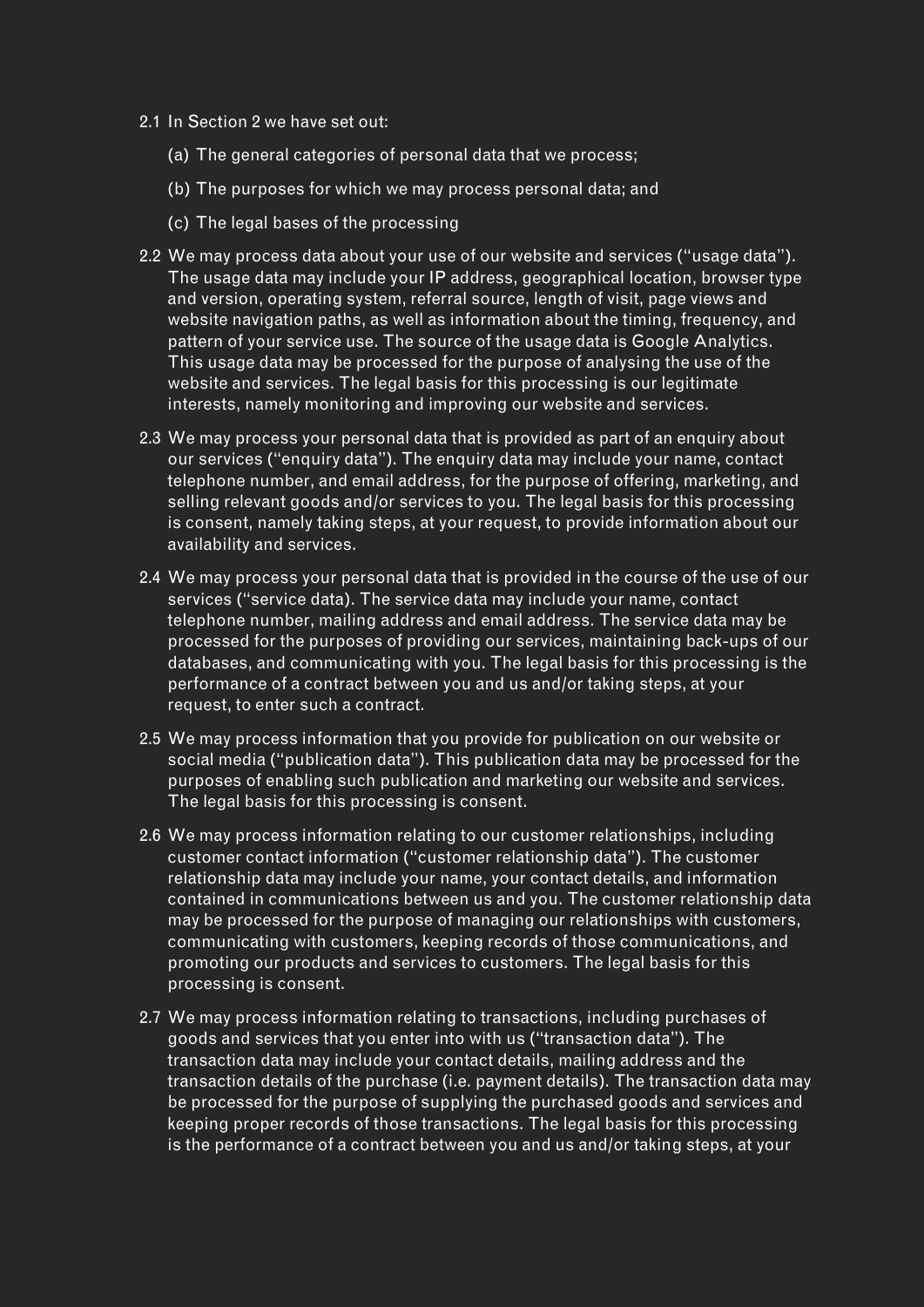2.1 In Section 2 we have set out:

(a) The general categories of personal data that we process;

(b) The purposes for which we may process personal data; and

(c) The legal bases of the processing

2.2 We may process data about your use of our website and services ("usage data"). The usage data may include your IP address, geographical location, browser type and version, operating system, referral source, length of visit, page views and website navigation paths, as well as information about the timing, frequency, and pattern of your service use. The source of the usage data is Google Analytics. This usage data may be processed for the purpose of analysing the use of the website and services. The legal basis for this processing is our legitimate interests, namely monitoring and improving our website and services.

2.3 We may process your personal data that is provided as part of an enquiry about our services ("enquiry data"). The enquiry data may include your name, contact telephone number, and email address, for the purpose of offering, marketing, and selling relevant goods and/or services to you. The legal basis for this processing is consent, namely taking steps, at your request, to provide information about our availability and services.

2.4 We may process your personal data that is provided in the course of the use of our services ("service data). The service data may include your name, contact telephone number, mailing address and email address. The service data may be processed for the purposes of providing our services, maintaining back-ups of our databases, and communicating with you. The legal basis for this processing is the performance of a contract between you and us and/or taking steps, at your request, to enter such a contract.

2.5 We may process information that you provide for publication on our website or social media ("publication data"). This publication data may be processed for the purposes of enabling such publication and marketing our website and services. The legal basis for this processing is consent.

2.6 We may process information relating to our customer relationships, including customer contact information ("customer relationship data"). The customer relationship data may include your name, your contact details, and information contained in communications between us and you. The customer relationship data may be processed for the purpose of managing our relationships with customers, communicating with customers, keeping records of those communications, and promoting our products and services to customers. The legal basis for this processing is consent.

2.7 We may process information relating to transactions, including purchases of goods and services that you enter into with us ("transaction data"). The transaction data may include your contact details, mailing address and the transaction details of the purchase (i.e. payment details). The transaction data may be processed for the purpose of supplying the purchased goods and services and keeping proper records of those transactions. The legal basis for this processing is the performance of a contract between you and us and/or taking steps, at your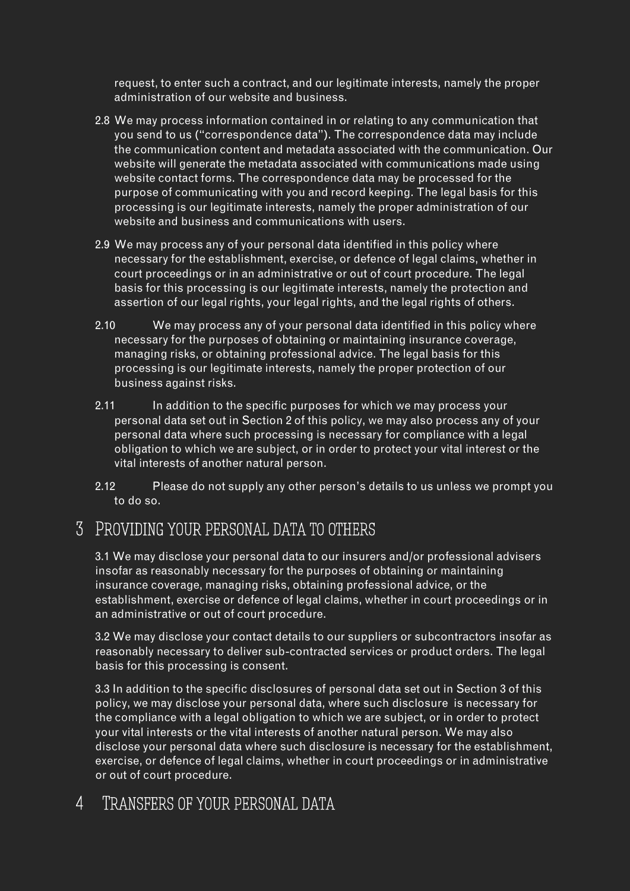request, to enter such a contract, and our legitimate interests, namely the proper administration of our website and business.

2.8 We may process information contained in or relating to any communication that you send to us ("correspondence data"). The correspondence data may include the communication content and metadata associated with the communication. Our website will generate the metadata associated with communications made using website contact forms. The correspondence data may be processed for the purpose of communicating with you and record keeping. The legal basis for this processing is our legitimate interests, namely the proper administration of our website and business and communications with users.

2.9 We may process any of your personal data identified in this policy where necessary for the establishment, exercise, or defence of legal claims, whether in court proceedings or in an administrative or out of court procedure. The legal basis for this processing is our legitimate interests, namely the protection and assertion of our legal rights, your legal rights, and the legal rights of others.

2.10 We may process any of your personal data identified in this policy where necessary for the purposes of obtaining or maintaining insurance coverage, managing risks, or obtaining professional advice. The legal basis for this processing is our legitimate interests, namely the proper protection of our business against risks.

2.11 In addition to the specific purposes for which we may process your personal data set out in Section 2 of this policy, we may also process any of your personal data where such processing is necessary for compliance with a legal obligation to which we are subject, or in order to protect your vital interest or the vital interests of another natural person.

2.12 Please do not supply any other person's details to us unless we prompt you to do so.

# 3 Providing your personal data to others

3.1 We may disclose your personal data to our insurers and/or professional advisers insofar as reasonably necessary for the purposes of obtaining or maintaining insurance coverage, managing risks, obtaining professional advice, or the establishment, exercise or defence of legal claims, whether in court proceedings or in an administrative or out of court procedure.

3.2 We may disclose your contact details to our suppliers or subcontractors insofar as reasonably necessary to deliver sub-contracted services or product orders. The legal basis for this processing is consent.

3.3 In addition to the specific disclosures of personal data set out in Section 3 of this policy, we may disclose your personal data, where such disclosure is necessary for the compliance with a legal obligation to which we are subject, or in order to protect your vital interests or the vital interests of another natural person. We may also disclose your personal data where such disclosure is necessary for the establishment, exercise, or defence of legal claims, whether in court proceedings or in administrative or out of court procedure.

# 4 Transfers of your personal data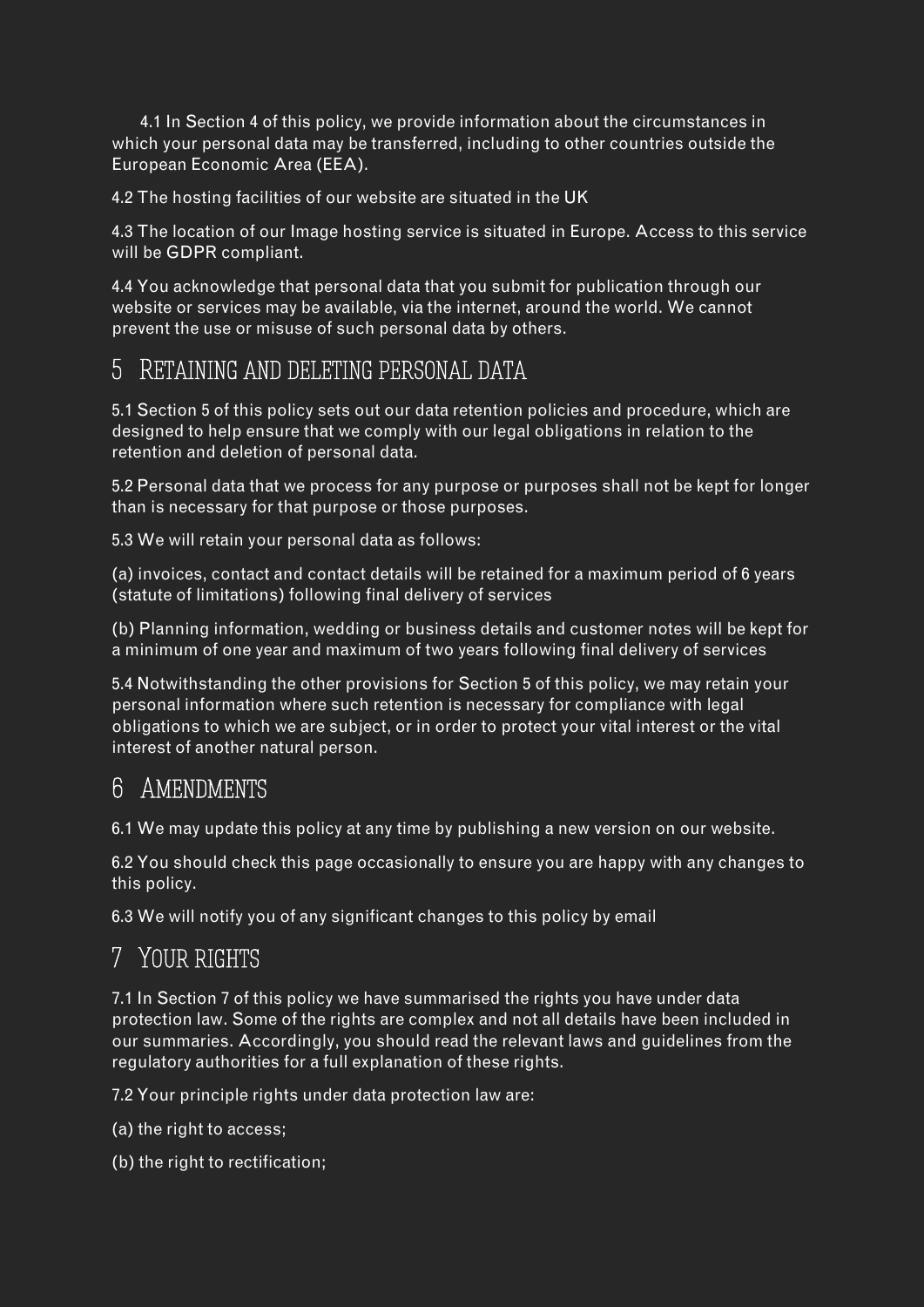4.1 In Section 4 of this policy, we provide information about the circumstances in which your personal data may be transferred, including to other countries outside the European Economic Area (EEA).

4.2 The hosting facilities of our website are situated in the UK

4.3 The location of our Image hosting service is situated in Europe. Access to this service will be GDPR compliant.

4.4 You acknowledge that personal data that you submit for publication through our website or services may be available, via the internet, around the world. We cannot prevent the use or misuse of such personal data by others.

## 5 Retaining and deleting personal data

5.1 Section 5 of this policy sets out our data retention policies and procedure, which are designed to help ensure that we comply with our legal obligations in relation to the retention and deletion of personal data.

5.2 Personal data that we process for any purpose or purposes shall not be kept for longer than is necessary for that purpose or those purposes.

5.3 We will retain your personal data as follows:

(a) invoices, contact and contact details will be retained for a maximum period of 6 years (statute of limitations) following final delivery of services

(b) Planning information, wedding or business details and customer notes will be kept for a minimum of one year and maximum of two years following final delivery of services

5.4 Notwithstanding the other provisions for Section 5 of this policy, we may retain your personal information where such retention is necessary for compliance with legal obligations to which we are subject, or in order to protect your vital interest or the vital interest of another natural person.

## 6 Amendments

6.1 We may update this policy at any time by publishing a new version on our website.

6.2 You should check this page occasionally to ensure you are happy with any changes to this policy.

6.3 We will notify you of any significant changes to this policy by email

## 7 Your rights

7.1 In Section 7 of this policy we have summarised the rights you have under data protection law. Some of the rights are complex and not all details have been included in our summaries. Accordingly, you should read the relevant laws and guidelines from the regulatory authorities for a full explanation of these rights.

7.2 Your principle rights under data protection law are:

(a) the right to access;

(b) the right to rectification;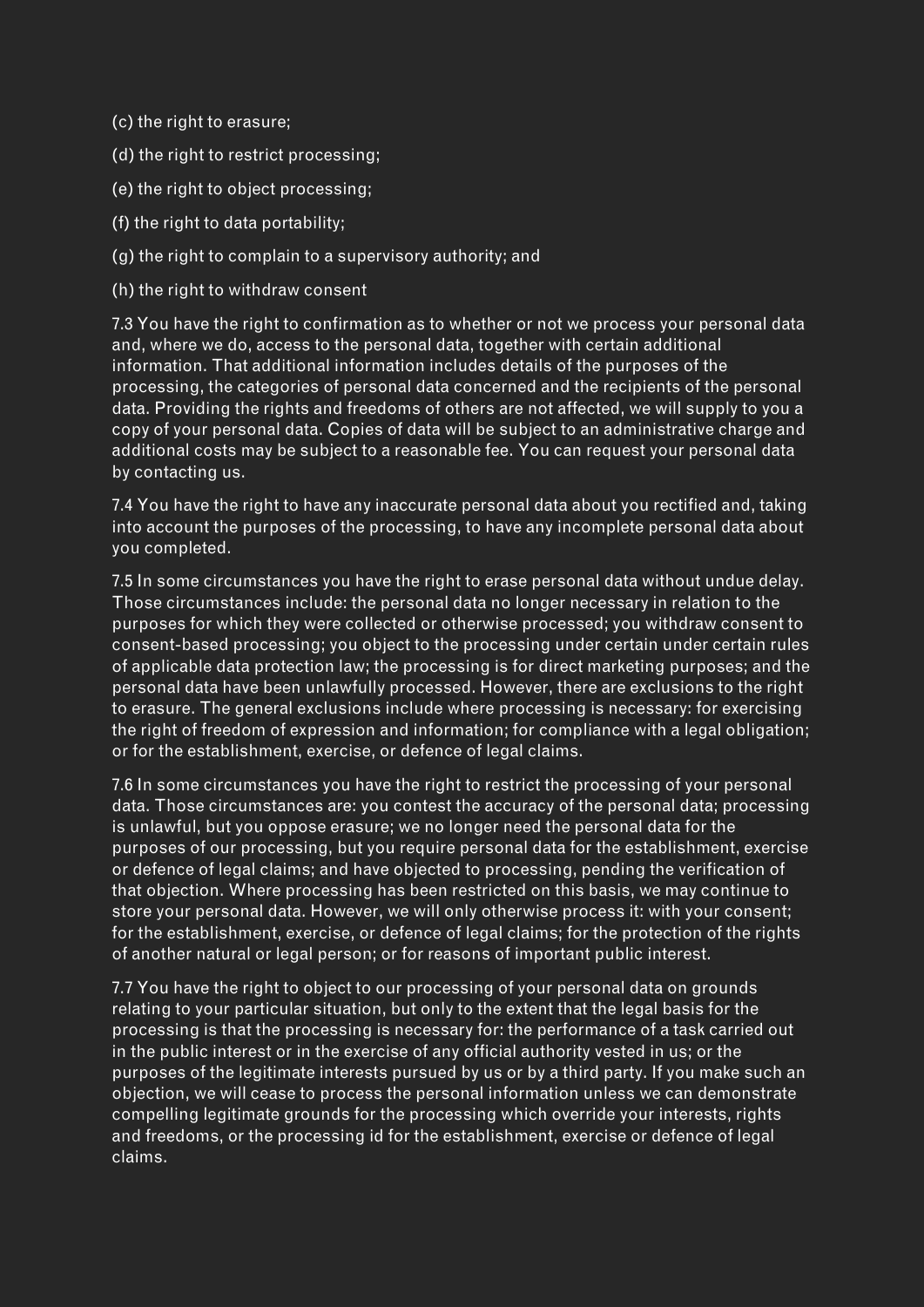(c) the right to erasure;

(d) the right to restrict processing;

(e) the right to object processing;

(f) the right to data portability;

(g) the right to complain to a supervisory authority; and

(h) the right to withdraw consent

7.3 You have the right to confirmation as to whether or not we process your personal data and, where we do, access to the personal data, together with certain additional information. That additional information includes details of the purposes of the processing, the categories of personal data concerned and the recipients of the personal data. Providing the rights and freedoms of others are not affected, we will supply to you a copy of your personal data. Copies of data will be subject to an administrative charge and additional costs may be subject to a reasonable fee. You can request your personal data by contacting us.

7.4 You have the right to have any inaccurate personal data about you rectified and, taking into account the purposes of the processing, to have any incomplete personal data about you completed.

7.5 In some circumstances you have the right to erase personal data without undue delay. Those circumstances include: the personal data no longer necessary in relation to the purposes for which they were collected or otherwise processed; you withdraw consent to consent-based processing; you object to the processing under certain under certain rules of applicable data protection law; the processing is for direct marketing purposes; and the personal data have been unlawfully processed. However, there are exclusions to the right to erasure. The general exclusions include where processing is necessary: for exercising the right of freedom of expression and information; for compliance with a legal obligation; or for the establishment, exercise, or defence of legal claims.

7.6 In some circumstances you have the right to restrict the processing of your personal data. Those circumstances are: you contest the accuracy of the personal data; processing is unlawful, but you oppose erasure; we no longer need the personal data for the purposes of our processing, but you require personal data for the establishment, exercise or defence of legal claims; and have objected to processing, pending the verification of that objection. Where processing has been restricted on this basis, we may continue to store your personal data. However, we will only otherwise process it: with your consent; for the establishment, exercise, or defence of legal claims; for the protection of the rights of another natural or legal person; or for reasons of important public interest.

7.7 You have the right to object to our processing of your personal data on grounds relating to your particular situation, but only to the extent that the legal basis for the processing is that the processing is necessary for: the performance of a task carried out in the public interest or in the exercise of any official authority vested in us; or the purposes of the legitimate interests pursued by us or by a third party. If you make such an objection, we will cease to process the personal information unless we can demonstrate compelling legitimate grounds for the processing which override your interests, rights and freedoms, or the processing id for the establishment, exercise or defence of legal claims.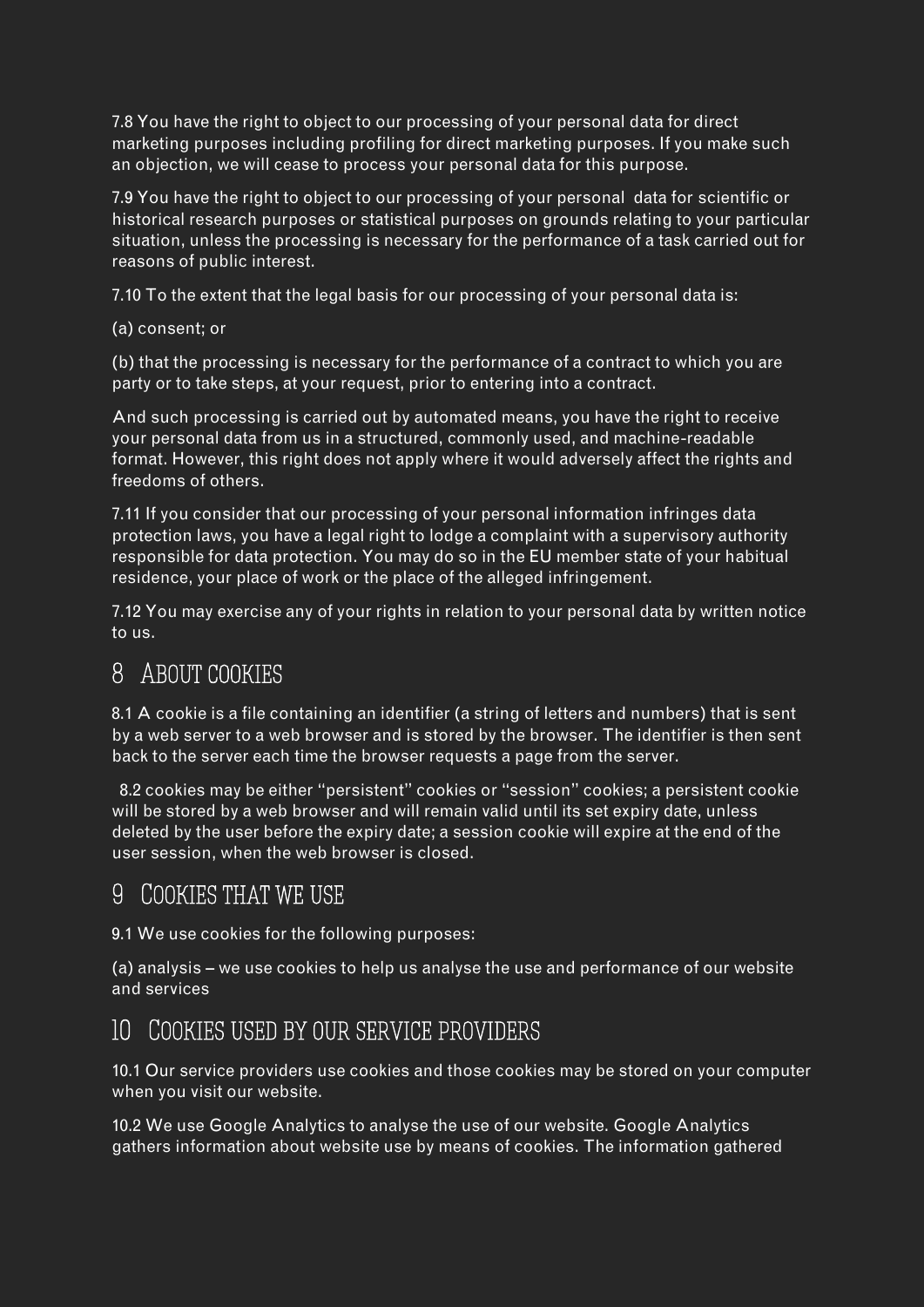7.8 You have the right to object to our processing of your personal data for direct marketing purposes including profiling for direct marketing purposes. If you make such an objection, we will cease to process your personal data for this purpose.

7.9 You have the right to object to our processing of your personal data for scientific or historical research purposes or statistical purposes on grounds relating to your particular situation, unless the processing is necessary for the performance of a task carried out for reasons of public interest.

7.10 To the extent that the legal basis for our processing of your personal data is:

(a) consent; or

(b) that the processing is necessary for the performance of a contract to which you are party or to take steps, at your request, prior to entering into a contract.

And such processing is carried out by automated means, you have the right to receive your personal data from us in a structured, commonly used, and machine-readable format. However, this right does not apply where it would adversely affect the rights and freedoms of others.

7.11 If you consider that our processing of your personal information infringes data protection laws, you have a legal right to lodge a complaint with a supervisory authority responsible for data protection. You may do so in the EU member state of your habitual residence, your place of work or the place of the alleged infringement.

7.12 You may exercise any of your rights in relation to your personal data by written notice to us.

## 8 About cookies

8.1 A cookie is a file containing an identifier (a string of letters and numbers) that is sent by a web server to a web browser and is stored by the browser. The identifier is then sent back to the server each time the browser requests a page from the server.

8.2 cookies may be either "persistent" cookies or "session" cookies; a persistent cookie will be stored by a web browser and will remain valid until its set expiry date, unless deleted by the user before the expiry date; a session cookie will expire at the end of the user session, when the web browser is closed.

## 9 Cookies that we use

9.1 We use cookies for the following purposes:

(a) analysis – we use cookies to help us analyse the use and performance of our website and services

## 10 Cookies used by our service providers

10.1 Our service providers use cookies and those cookies may be stored on your computer when you visit our website.

10.2 We use Google Analytics to analyse the use of our website. Google Analytics gathers information about website use by means of cookies. The information gathered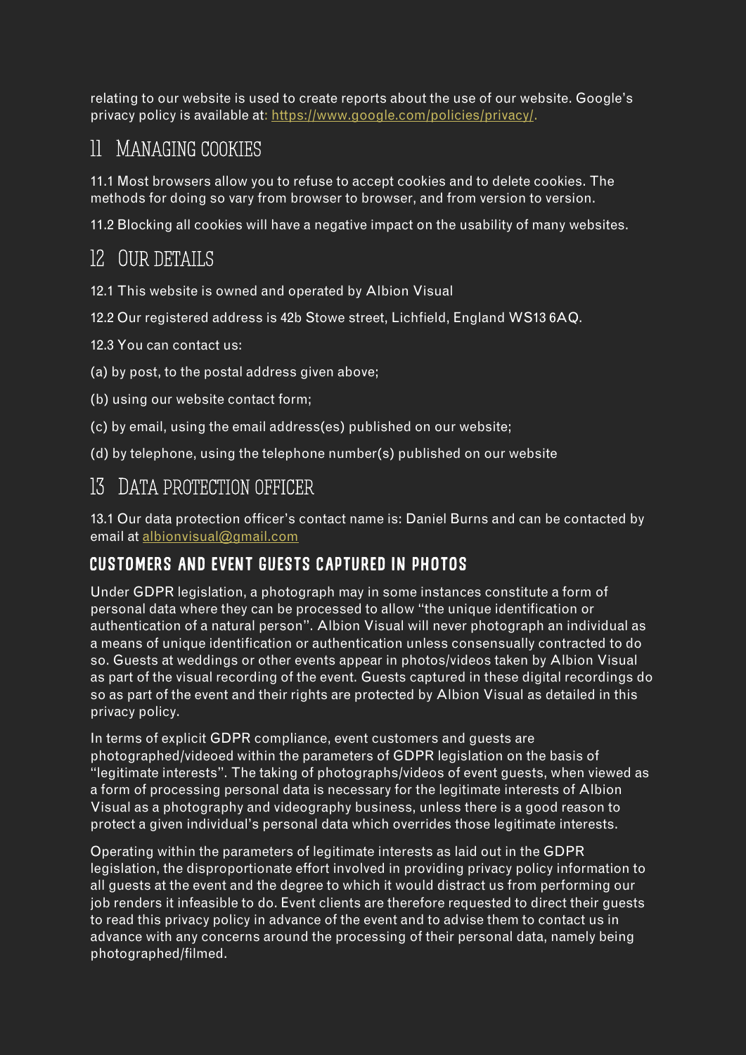relating to our website is used to create reports about the use of our website. Google's privacy policy is available at: [https://www.google.com/policies/privacy/](https://www.google.com/policies/privacy/).

## 11 Managing cookies

11.1 Most browsers allow you to refuse to accept cookies and to delete cookies. The methods for doing so vary from browser to browser, and from version to version.

11.2 Blocking all cookies will have a negative impact on the usability of many websites.

## 12 Our details

12.1 This website is owned and operated by Albion Visual

12.2 Our registered address is 42b Stowe street, Lichfield, England WS13 6AQ.

12.3 You can contact us:

(a) by post, to the postal address given above;

(b) using our website contact form;

(c) by email, using the email address(es) published on our website;

(d) by telephone, using the telephone number(s) published on our website

## 13 Data protection officer

13.1 Our data protection officer's contact name is: Daniel Burns and can be contacted by email at [albionvisual@gmail.com](mailto:albionvisual@gmail.com)

### CUSTOMERS AND EVENT GUESTS CAPTURED IN PHOTOS

Under GDPR legislation, a photograph may in some instances constitute a form of personal data where they can be processed to allow "the unique identification or authentication of a natural person". Albion Visual will never photograph an individual as a means of unique identification or authentication unless consensually contracted to do so. Guests at weddings or other events appear in photos/videos taken by Albion Visual as part of the visual recording of the event. Guests captured in these digital recordings do so as part of the event and their rights are protected by Albion Visual as detailed in this privacy policy.

In terms of explicit GDPR compliance, event customers and guests are photographed/videoed within the parameters of GDPR legislation on the basis of "legitimate interests". The taking of photographs/videos of event guests, when viewed as a form of processing personal data is necessary for the legitimate interests of Albion Visual as a photography and videography business, unless there is a good reason to protect a given individual's personal data which overrides those legitimate interests.

Operating within the parameters of legitimate interests as laid out in the GDPR legislation, the disproportionate effort involved in providing privacy policy information to all guests at the event and the degree to which it would distract us from performing our job renders it infeasible to do. Event clients are therefore requested to direct their guests to read this privacy policy in advance of the event and to advise them to contact us in advance with any concerns around the processing of their personal data, namely being photographed/filmed.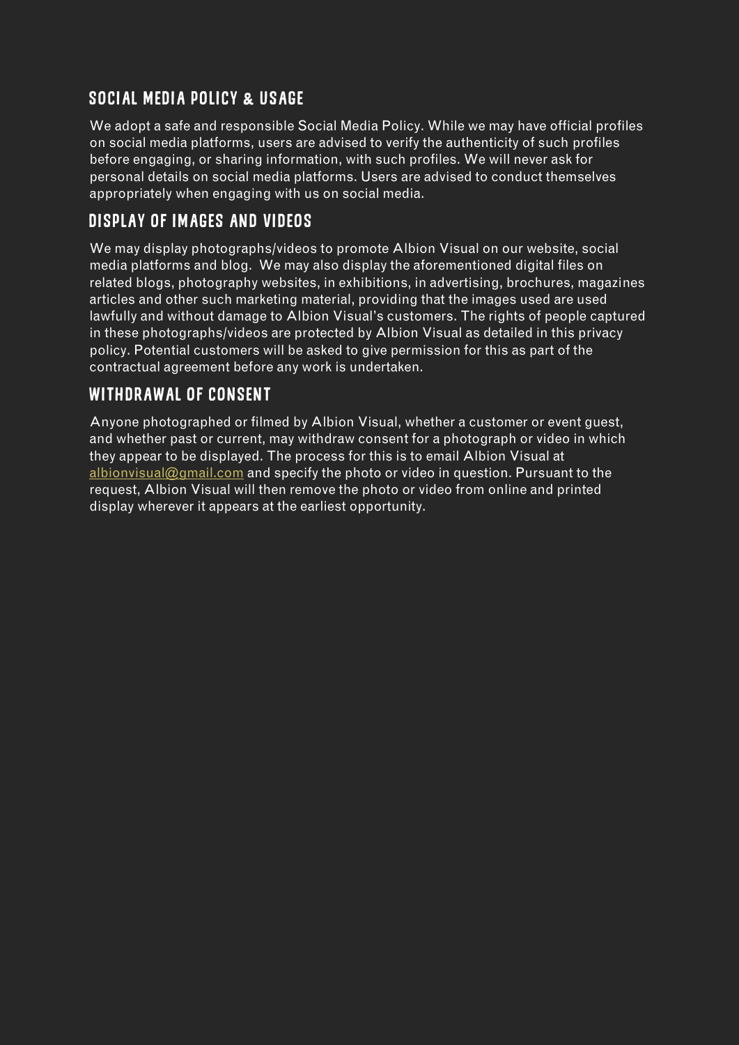## SOCIAL MEDIA POLICY & USAGE

We adopt a safe and responsible Social Media Policy. While we may have official profiles on social media platforms, users are advised to verify the authenticity of such profiles before engaging, or sharing information, with such profiles. We will never ask for personal details on social media platforms. Users are advised to conduct themselves appropriately when engaging with us on social media.

## DISPLAY OF IMAGES AND VIDEOS

We may display photographs/videos to promote Albion Visual on our website, social media platforms and blog. We may also display the aforementioned digital files on related blogs, photography websites, in exhibitions, in advertising, brochures, magazines articles and other such marketing material, providing that the images used are used lawfully and without damage to Albion Visual's customers. The rights of people captured in these photographs/videos are protected by Albion Visual as detailed in this privacy policy. Potential customers will be asked to give permission for this as part of the contractual agreement before any work is undertaken.

## WITHDRAWAL OF CONSENT

Anyone photographed or filmed by Albion Visual, whether a customer or event guest, and whether past or current, may withdraw consent for a photograph or video in which they appear to be displayed. The process for this is to email Albion Visual at albionvisual@gmail.com and specify the photo or video in question. Pursuant to the request, Albion Visual will then remove the photo or video from online and printed display wherever it appears at the earliest opportunity.